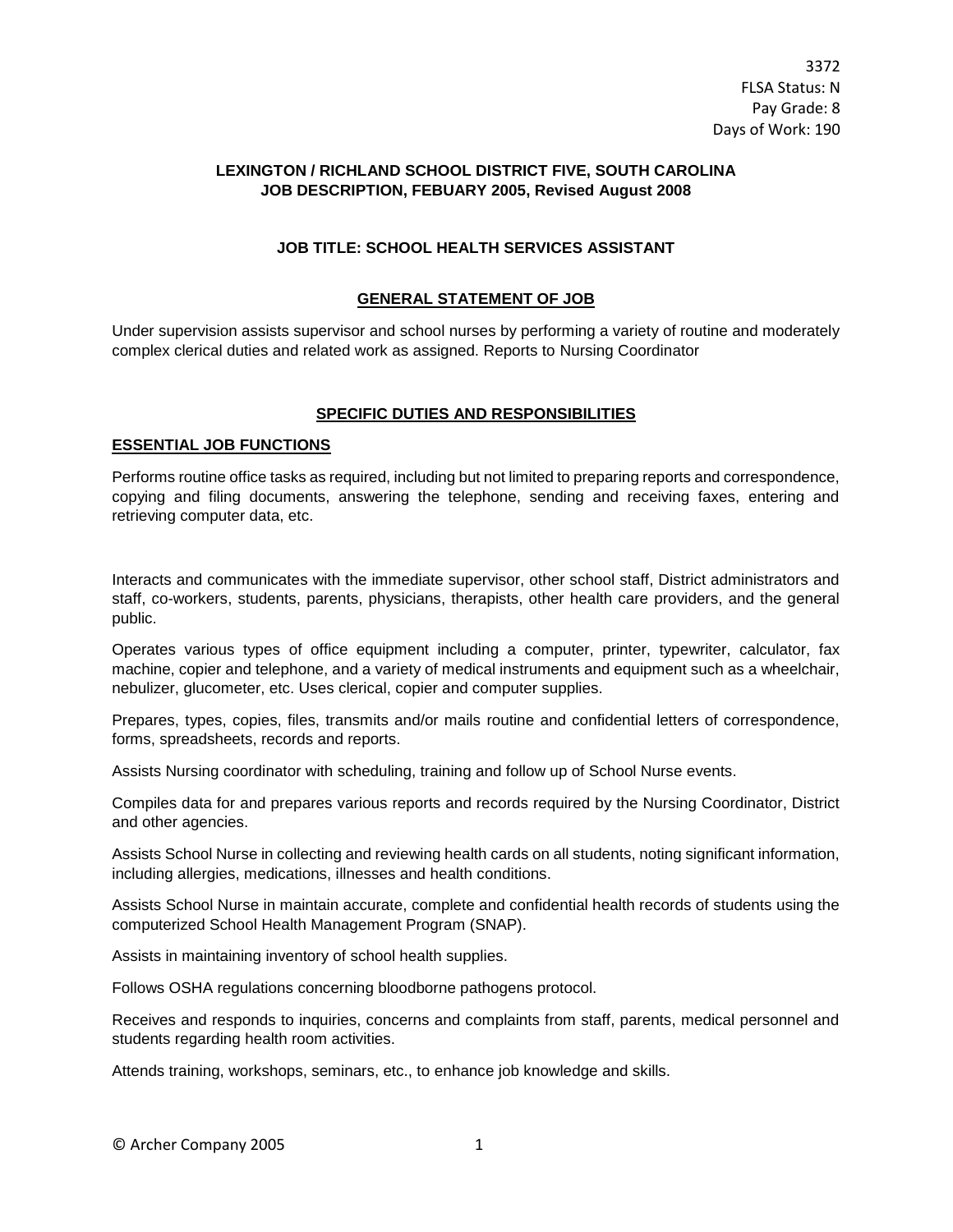3372
FLSA Status: N
Pay Grade: 8
Days of Work: 190

**LEXINGTON / RICHLAND SCHOOL DISTRICT FIVE, SOUTH CAROLINA**
**JOB DESCRIPTION, FEBUARY 2005, Revised August 2008**

### JOB TITLE: SCHOOL HEALTH SERVICES ASSISTANT

## GENERAL STATEMENT OF JOB

Under supervision assists supervisor and school nurses by performing a variety of routine and moderately complex clerical duties and related work as assigned. Reports to Nursing Coordinator

## SPECIFIC DUTIES AND RESPONSIBILITIES

### ESSENTIAL JOB FUNCTIONS

Performs routine office tasks as required, including but not limited to preparing reports and correspondence, copying and filing documents, answering the telephone, sending and receiving faxes, entering and retrieving computer data, etc.

Interacts and communicates with the immediate supervisor, other school staff, District administrators and staff, co-workers, students, parents, physicians, therapists, other health care providers, and the general public.

Operates various types of office equipment including a computer, printer, typewriter, calculator, fax machine, copier and telephone, and a variety of medical instruments and equipment such as a wheelchair, nebulizer, glucometer, etc. Uses clerical, copier and computer supplies.

Prepares, types, copies, files, transmits and/or mails routine and confidential letters of correspondence, forms, spreadsheets, records and reports.

Assists Nursing coordinator with scheduling, training and follow up of School Nurse events.

Compiles data for and prepares various reports and records required by the Nursing Coordinator, District and other agencies.

Assists School Nurse in collecting and reviewing health cards on all students, noting significant information, including allergies, medications, illnesses and health conditions.

Assists School Nurse in maintain accurate, complete and confidential health records of students using the computerized School Health Management Program (SNAP).

Assists in maintaining inventory of school health supplies.

Follows OSHA regulations concerning bloodborne pathogens protocol.

Receives and responds to inquiries, concerns and complaints from staff, parents, medical personnel and students regarding health room activities.

Attends training, workshops, seminars, etc., to enhance job knowledge and skills.

© Archer Company 2005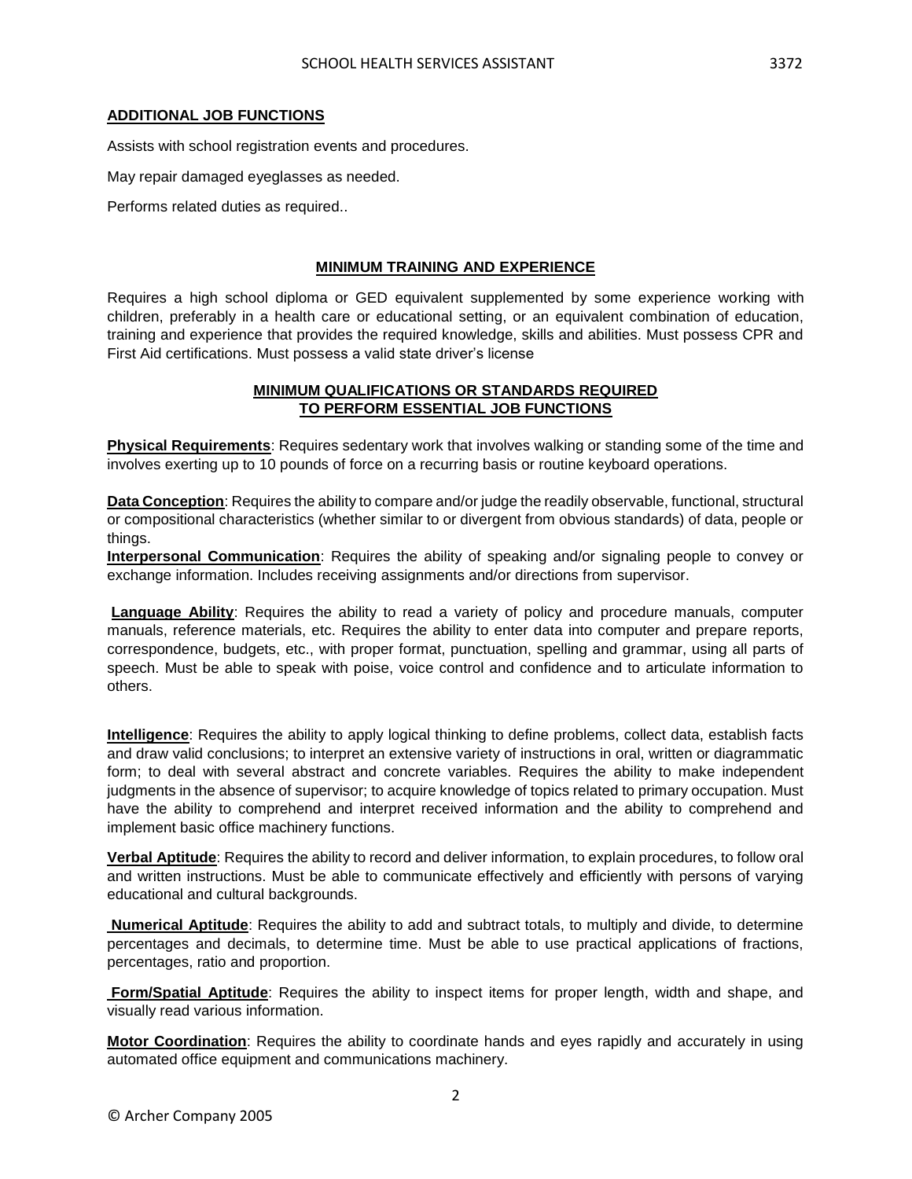## ADDITIONAL JOB FUNCTIONS

Assists with school registration events and procedures.

May repair damaged eyeglasses as needed.

Performs related duties as required..

## MINIMUM TRAINING AND EXPERIENCE

Requires a high school diploma or GED equivalent supplemented by some experience working with children, preferably in a health care or educational setting, or an equivalent combination of education, training and experience that provides the required knowledge, skills and abilities. Must possess CPR and First Aid certifications. Must possess a valid state driver's license

## MINIMUM QUALIFICATIONS OR STANDARDS REQUIRED TO PERFORM ESSENTIAL JOB FUNCTIONS

**Physical Requirements**: Requires sedentary work that involves walking or standing some of the time and involves exerting up to 10 pounds of force on a recurring basis or routine keyboard operations.

**Data Conception**: Requires the ability to compare and/or judge the readily observable, functional, structural or compositional characteristics (whether similar to or divergent from obvious standards) of data, people or things.

**Interpersonal Communication**: Requires the ability of speaking and/or signaling people to convey or exchange information. Includes receiving assignments and/or directions from supervisor.

**Language Ability**: Requires the ability to read a variety of policy and procedure manuals, computer manuals, reference materials, etc. Requires the ability to enter data into computer and prepare reports, correspondence, budgets, etc., with proper format, punctuation, spelling and grammar, using all parts of speech. Must be able to speak with poise, voice control and confidence and to articulate information to others.

**Intelligence**: Requires the ability to apply logical thinking to define problems, collect data, establish facts and draw valid conclusions; to interpret an extensive variety of instructions in oral, written or diagrammatic form; to deal with several abstract and concrete variables. Requires the ability to make independent judgments in the absence of supervisor; to acquire knowledge of topics related to primary occupation. Must have the ability to comprehend and interpret received information and the ability to comprehend and implement basic office machinery functions.

**Verbal Aptitude**: Requires the ability to record and deliver information, to explain procedures, to follow oral and written instructions. Must be able to communicate effectively and efficiently with persons of varying educational and cultural backgrounds.

**Numerical Aptitude**: Requires the ability to add and subtract totals, to multiply and divide, to determine percentages and decimals, to determine time. Must be able to use practical applications of fractions, percentages, ratio and proportion.

**Form/Spatial Aptitude**: Requires the ability to inspect items for proper length, width and shape, and visually read various information.

**Motor Coordination**: Requires the ability to coordinate hands and eyes rapidly and accurately in using automated office equipment and communications machinery.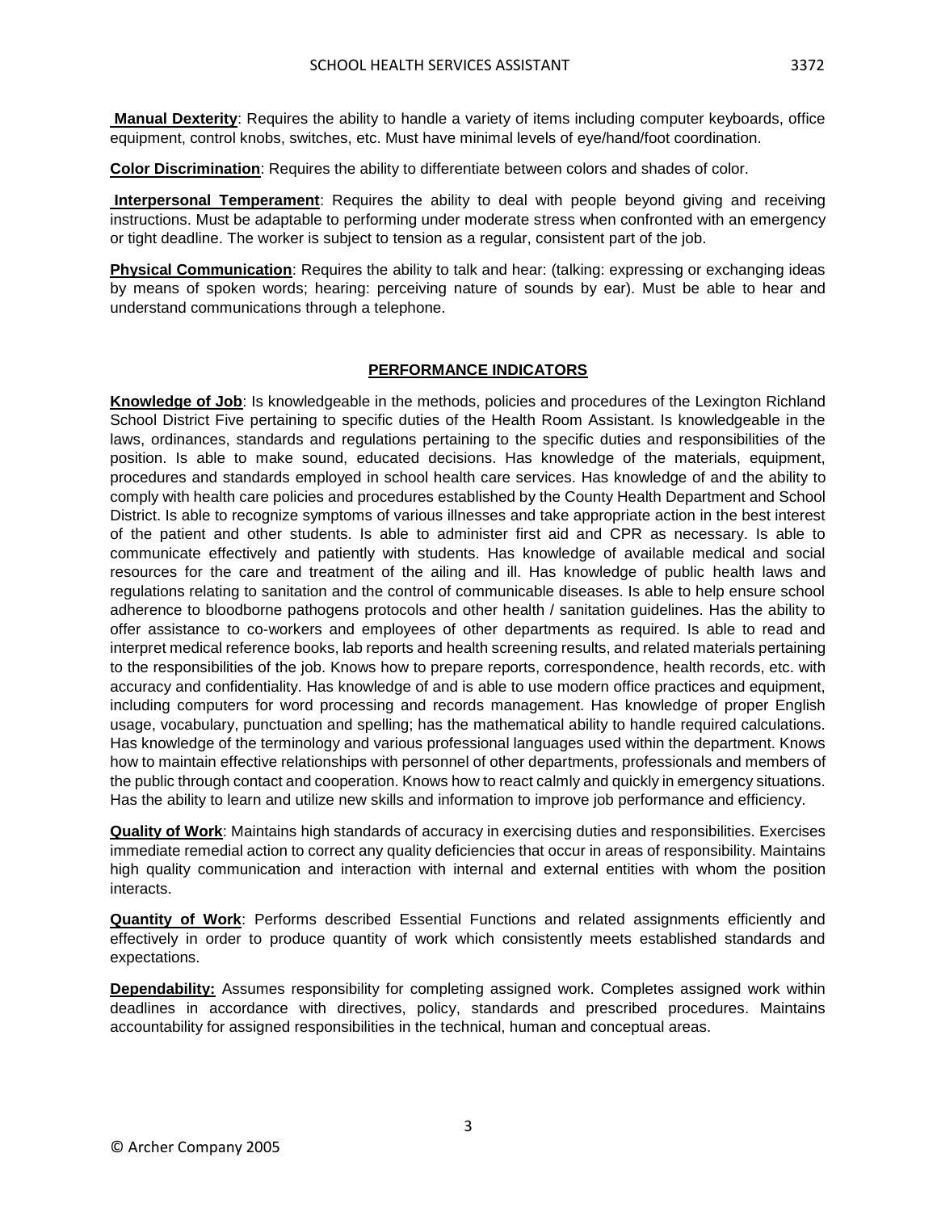**Manual Dexterity**: Requires the ability to handle a variety of items including computer keyboards, office equipment, control knobs, switches, etc. Must have minimal levels of eye/hand/foot coordination.

**Color Discrimination**: Requires the ability to differentiate between colors and shades of color.

**Interpersonal Temperament**: Requires the ability to deal with people beyond giving and receiving instructions. Must be adaptable to performing under moderate stress when confronted with an emergency or tight deadline. The worker is subject to tension as a regular, consistent part of the job.

**Physical Communication**: Requires the ability to talk and hear: (talking: expressing or exchanging ideas by means of spoken words; hearing: perceiving nature of sounds by ear). Must be able to hear and understand communications through a telephone.

## PERFORMANCE INDICATORS

**Knowledge of Job**: Is knowledgeable in the methods, policies and procedures of the Lexington Richland School District Five pertaining to specific duties of the Health Room Assistant. Is knowledgeable in the laws, ordinances, standards and regulations pertaining to the specific duties and responsibilities of the position. Is able to make sound, educated decisions. Has knowledge of the materials, equipment, procedures and standards employed in school health care services. Has knowledge of and the ability to comply with health care policies and procedures established by the County Health Department and School District. Is able to recognize symptoms of various illnesses and take appropriate action in the best interest of the patient and other students. Is able to administer first aid and CPR as necessary. Is able to communicate effectively and patiently with students. Has knowledge of available medical and social resources for the care and treatment of the ailing and ill. Has knowledge of public health laws and regulations relating to sanitation and the control of communicable diseases. Is able to help ensure school adherence to bloodborne pathogens protocols and other health / sanitation guidelines. Has the ability to offer assistance to co-workers and employees of other departments as required. Is able to read and interpret medical reference books, lab reports and health screening results, and related materials pertaining to the responsibilities of the job. Knows how to prepare reports, correspondence, health records, etc. with accuracy and confidentiality. Has knowledge of and is able to use modern office practices and equipment, including computers for word processing and records management. Has knowledge of proper English usage, vocabulary, punctuation and spelling; has the mathematical ability to handle required calculations. Has knowledge of the terminology and various professional languages used within the department. Knows how to maintain effective relationships with personnel of other departments, professionals and members of the public through contact and cooperation. Knows how to react calmly and quickly in emergency situations. Has the ability to learn and utilize new skills and information to improve job performance and efficiency.

**Quality of Work**: Maintains high standards of accuracy in exercising duties and responsibilities. Exercises immediate remedial action to correct any quality deficiencies that occur in areas of responsibility. Maintains high quality communication and interaction with internal and external entities with whom the position interacts.

**Quantity of Work**: Performs described Essential Functions and related assignments efficiently and effectively in order to produce quantity of work which consistently meets established standards and expectations.

**Dependability:** Assumes responsibility for completing assigned work. Completes assigned work within deadlines in accordance with directives, policy, standards and prescribed procedures. Maintains accountability for assigned responsibilities in the technical, human and conceptual areas.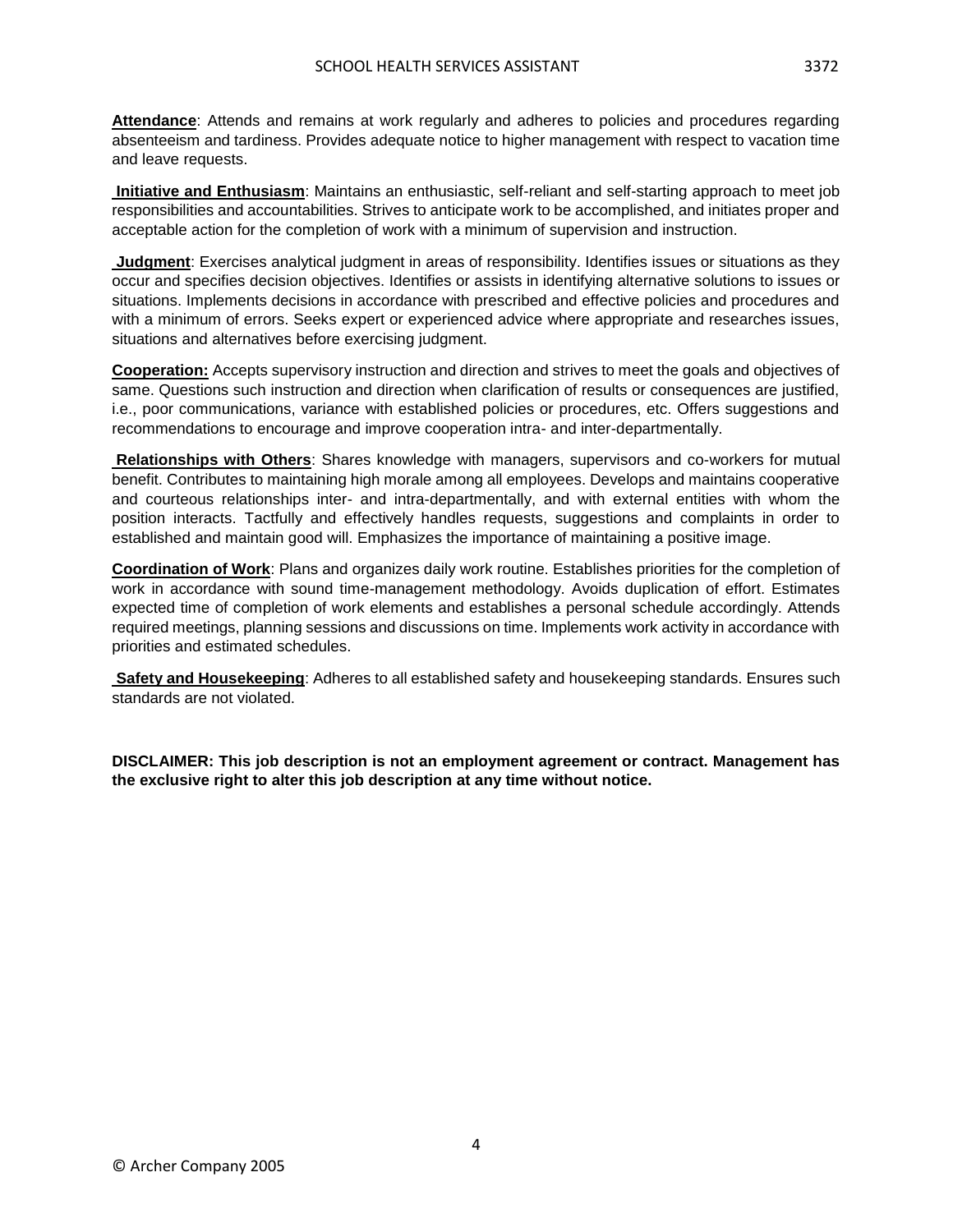**Attendance**: Attends and remains at work regularly and adheres to policies and procedures regarding absenteeism and tardiness. Provides adequate notice to higher management with respect to vacation time and leave requests.

**Initiative and Enthusiasm**: Maintains an enthusiastic, self-reliant and self-starting approach to meet job responsibilities and accountabilities. Strives to anticipate work to be accomplished, and initiates proper and acceptable action for the completion of work with a minimum of supervision and instruction.

**Judgment**: Exercises analytical judgment in areas of responsibility. Identifies issues or situations as they occur and specifies decision objectives. Identifies or assists in identifying alternative solutions to issues or situations. Implements decisions in accordance with prescribed and effective policies and procedures and with a minimum of errors. Seeks expert or experienced advice where appropriate and researches issues, situations and alternatives before exercising judgment.

**Cooperation:** Accepts supervisory instruction and direction and strives to meet the goals and objectives of same. Questions such instruction and direction when clarification of results or consequences are justified, i.e., poor communications, variance with established policies or procedures, etc. Offers suggestions and recommendations to encourage and improve cooperation intra- and inter-departmentally.

**Relationships with Others**: Shares knowledge with managers, supervisors and co-workers for mutual benefit. Contributes to maintaining high morale among all employees. Develops and maintains cooperative and courteous relationships inter- and intra-departmentally, and with external entities with whom the position interacts. Tactfully and effectively handles requests, suggestions and complaints in order to established and maintain good will. Emphasizes the importance of maintaining a positive image.

**Coordination of Work**: Plans and organizes daily work routine. Establishes priorities for the completion of work in accordance with sound time-management methodology. Avoids duplication of effort. Estimates expected time of completion of work elements and establishes a personal schedule accordingly. Attends required meetings, planning sessions and discussions on time. Implements work activity in accordance with priorities and estimated schedules.

**Safety and Housekeeping**: Adheres to all established safety and housekeeping standards. Ensures such standards are not violated.

**DISCLAIMER: This job description is not an employment agreement or contract. Management has the exclusive right to alter this job description at any time without notice.**